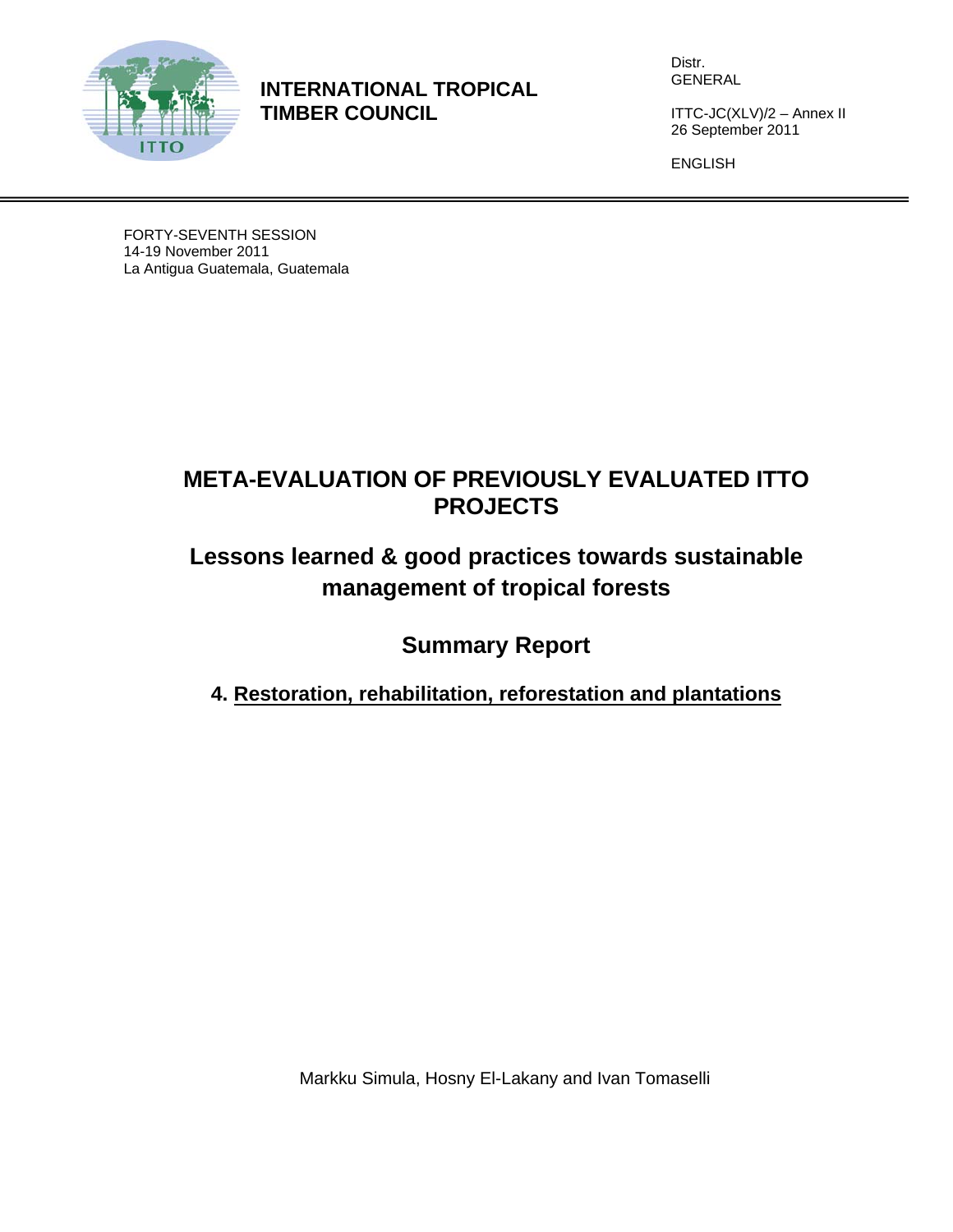**INTERNATIONAL TROPICAL TIMBER COUNCIL**

Distr.
GENERAL

ITTC-JC(XLV)/2 – Annex II
26 September 2011

ENGLISH

FORTY-SEVENTH SESSION
14-19 November 2011
La Antigua Guatemala, Guatemala

# META-EVALUATION OF PREVIOUSLY EVALUATED ITTO PROJECTS

## Lessons learned & good practices towards sustainable management of tropical forests

## Summary Report

### 4. Restoration, rehabilitation, reforestation and plantations

Markku Simula, Hosny El-Lakany and Ivan Tomaselli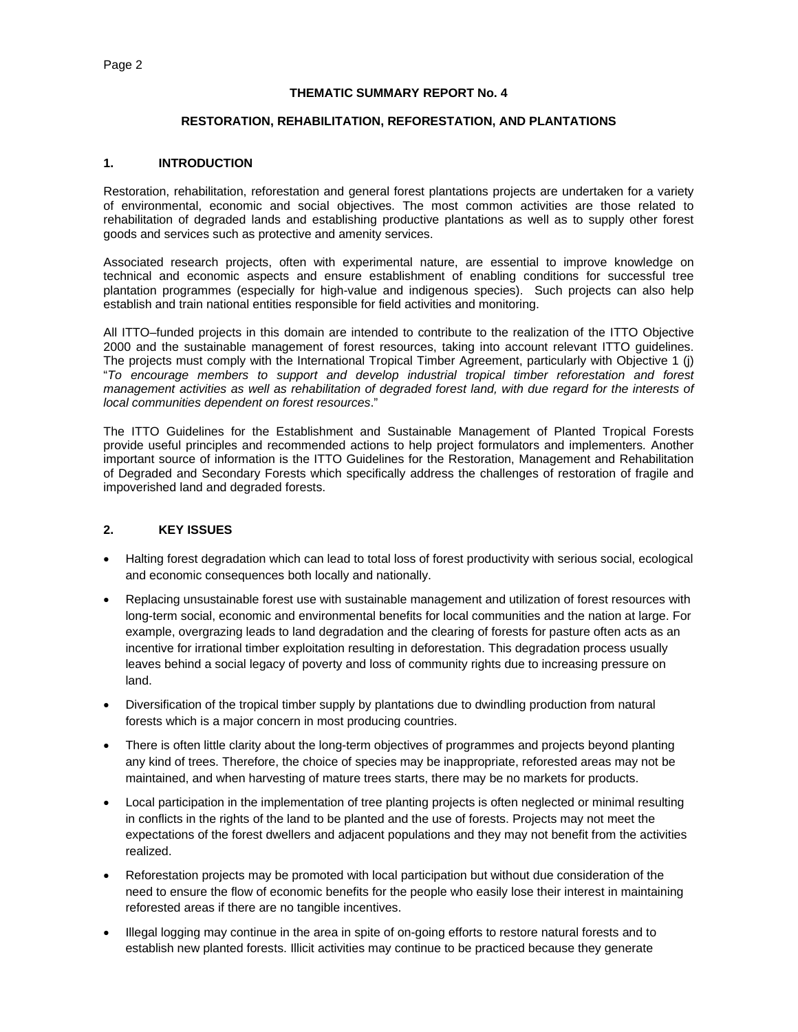**THEMATIC SUMMARY REPORT No. 4**

**RESTORATION, REHABILITATION, REFORESTATION, AND PLANTATIONS**

## 1. INTRODUCTION

Restoration, rehabilitation, reforestation and general forest plantations projects are undertaken for a variety of environmental, economic and social objectives. The most common activities are those related to rehabilitation of degraded lands and establishing productive plantations as well as to supply other forest goods and services such as protective and amenity services.

Associated research projects, often with experimental nature, are essential to improve knowledge on technical and economic aspects and ensure establishment of enabling conditions for successful tree plantation programmes (especially for high-value and indigenous species). Such projects can also help establish and train national entities responsible for field activities and monitoring.

All ITTO–funded projects in this domain are intended to contribute to the realization of the ITTO Objective 2000 and the sustainable management of forest resources, taking into account relevant ITTO guidelines. The projects must comply with the International Tropical Timber Agreement, particularly with Objective 1 (j) "*To encourage members to support and develop industrial tropical timber reforestation and forest management activities as well as rehabilitation of degraded forest land, with due regard for the interests of local communities dependent on forest resources*."

The ITTO Guidelines for the Establishment and Sustainable Management of Planted Tropical Forests provide useful principles and recommended actions to help project formulators and implementers. Another important source of information is the ITTO Guidelines for the Restoration, Management and Rehabilitation of Degraded and Secondary Forests which specifically address the challenges of restoration of fragile and impoverished land and degraded forests.

## 2. KEY ISSUES

- Halting forest degradation which can lead to total loss of forest productivity with serious social, ecological and economic consequences both locally and nationally.
- Replacing unsustainable forest use with sustainable management and utilization of forest resources with long-term social, economic and environmental benefits for local communities and the nation at large. For example, overgrazing leads to land degradation and the clearing of forests for pasture often acts as an incentive for irrational timber exploitation resulting in deforestation. This degradation process usually leaves behind a social legacy of poverty and loss of community rights due to increasing pressure on land.
- Diversification of the tropical timber supply by plantations due to dwindling production from natural forests which is a major concern in most producing countries.
- There is often little clarity about the long-term objectives of programmes and projects beyond planting any kind of trees. Therefore, the choice of species may be inappropriate, reforested areas may not be maintained, and when harvesting of mature trees starts, there may be no markets for products.
- Local participation in the implementation of tree planting projects is often neglected or minimal resulting in conflicts in the rights of the land to be planted and the use of forests. Projects may not meet the expectations of the forest dwellers and adjacent populations and they may not benefit from the activities realized.
- Reforestation projects may be promoted with local participation but without due consideration of the need to ensure the flow of economic benefits for the people who easily lose their interest in maintaining reforested areas if there are no tangible incentives.
- Illegal logging may continue in the area in spite of on-going efforts to restore natural forests and to establish new planted forests. Illicit activities may continue to be practiced because they generate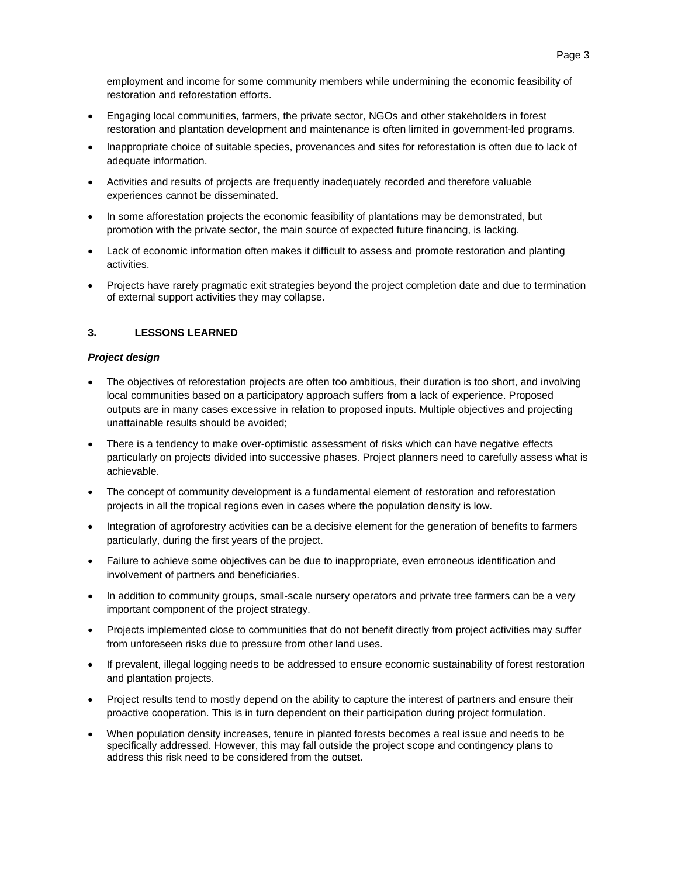employment and income for some community members while undermining the economic feasibility of restoration and reforestation efforts.

- Engaging local communities, farmers, the private sector, NGOs and other stakeholders in forest restoration and plantation development and maintenance is often limited in government-led programs.
- Inappropriate choice of suitable species, provenances and sites for reforestation is often due to lack of adequate information.
- Activities and results of projects are frequently inadequately recorded and therefore valuable experiences cannot be disseminated.
- In some afforestation projects the economic feasibility of plantations may be demonstrated, but promotion with the private sector, the main source of expected future financing, is lacking.
- Lack of economic information often makes it difficult to assess and promote restoration and planting activities.
- Projects have rarely pragmatic exit strategies beyond the project completion date and due to termination of external support activities they may collapse.

## 3. LESSONS LEARNED

### *Project design*

- The objectives of reforestation projects are often too ambitious, their duration is too short, and involving local communities based on a participatory approach suffers from a lack of experience. Proposed outputs are in many cases excessive in relation to proposed inputs. Multiple objectives and projecting unattainable results should be avoided;
- There is a tendency to make over-optimistic assessment of risks which can have negative effects particularly on projects divided into successive phases. Project planners need to carefully assess what is achievable.
- The concept of community development is a fundamental element of restoration and reforestation projects in all the tropical regions even in cases where the population density is low.
- Integration of agroforestry activities can be a decisive element for the generation of benefits to farmers particularly, during the first years of the project.
- Failure to achieve some objectives can be due to inappropriate, even erroneous identification and involvement of partners and beneficiaries.
- In addition to community groups, small-scale nursery operators and private tree farmers can be a very important component of the project strategy.
- Projects implemented close to communities that do not benefit directly from project activities may suffer from unforeseen risks due to pressure from other land uses.
- If prevalent, illegal logging needs to be addressed to ensure economic sustainability of forest restoration and plantation projects.
- Project results tend to mostly depend on the ability to capture the interest of partners and ensure their proactive cooperation. This is in turn dependent on their participation during project formulation.
- When population density increases, tenure in planted forests becomes a real issue and needs to be specifically addressed. However, this may fall outside the project scope and contingency plans to address this risk need to be considered from the outset.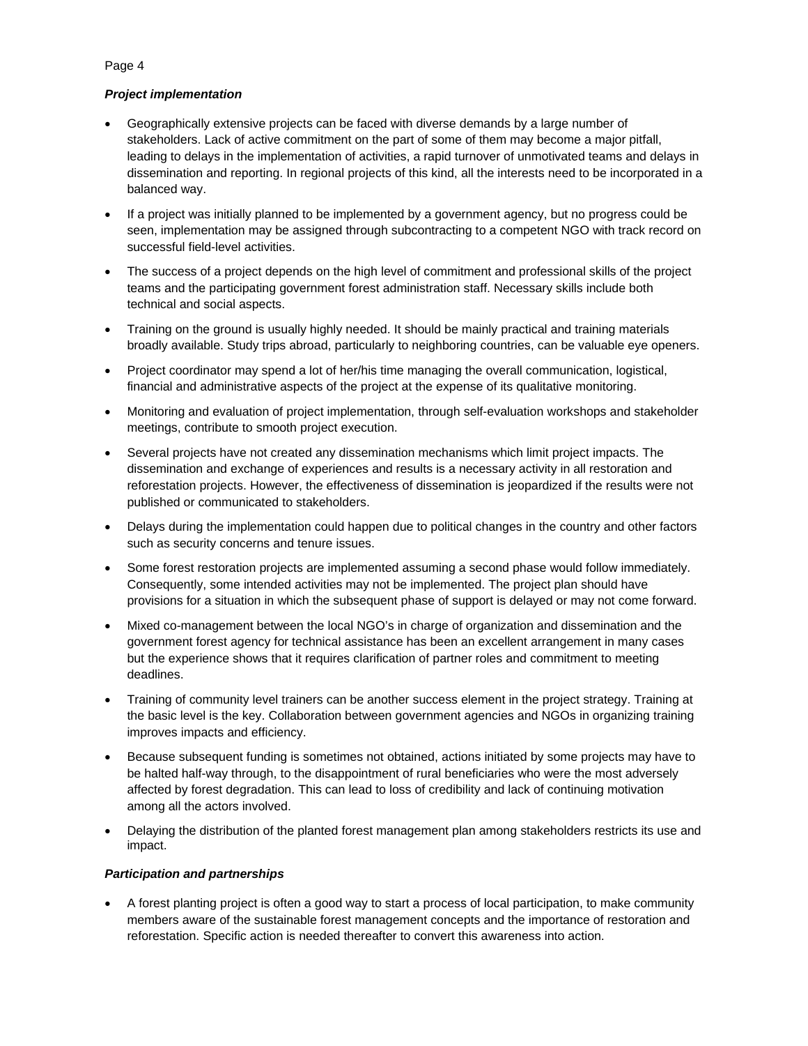***Project implementation***

- Geographically extensive projects can be faced with diverse demands by a large number of stakeholders. Lack of active commitment on the part of some of them may become a major pitfall, leading to delays in the implementation of activities, a rapid turnover of unmotivated teams and delays in dissemination and reporting. In regional projects of this kind, all the interests need to be incorporated in a balanced way.
- If a project was initially planned to be implemented by a government agency, but no progress could be seen, implementation may be assigned through subcontracting to a competent NGO with track record on successful field-level activities.
- The success of a project depends on the high level of commitment and professional skills of the project teams and the participating government forest administration staff. Necessary skills include both technical and social aspects.
- Training on the ground is usually highly needed. It should be mainly practical and training materials broadly available. Study trips abroad, particularly to neighboring countries, can be valuable eye openers.
- Project coordinator may spend a lot of her/his time managing the overall communication, logistical, financial and administrative aspects of the project at the expense of its qualitative monitoring.
- Monitoring and evaluation of project implementation, through self-evaluation workshops and stakeholder meetings, contribute to smooth project execution.
- Several projects have not created any dissemination mechanisms which limit project impacts. The dissemination and exchange of experiences and results is a necessary activity in all restoration and reforestation projects. However, the effectiveness of dissemination is jeopardized if the results were not published or communicated to stakeholders.
- Delays during the implementation could happen due to political changes in the country and other factors such as security concerns and tenure issues.
- Some forest restoration projects are implemented assuming a second phase would follow immediately. Consequently, some intended activities may not be implemented. The project plan should have provisions for a situation in which the subsequent phase of support is delayed or may not come forward.
- Mixed co-management between the local NGO's in charge of organization and dissemination and the government forest agency for technical assistance has been an excellent arrangement in many cases but the experience shows that it requires clarification of partner roles and commitment to meeting deadlines.
- Training of community level trainers can be another success element in the project strategy. Training at the basic level is the key. Collaboration between government agencies and NGOs in organizing training improves impacts and efficiency.
- Because subsequent funding is sometimes not obtained, actions initiated by some projects may have to be halted half-way through, to the disappointment of rural beneficiaries who were the most adversely affected by forest degradation. This can lead to loss of credibility and lack of continuing motivation among all the actors involved.
- Delaying the distribution of the planted forest management plan among stakeholders restricts its use and impact.

***Participation and partnerships***

- A forest planting project is often a good way to start a process of local participation, to make community members aware of the sustainable forest management concepts and the importance of restoration and reforestation. Specific action is needed thereafter to convert this awareness into action.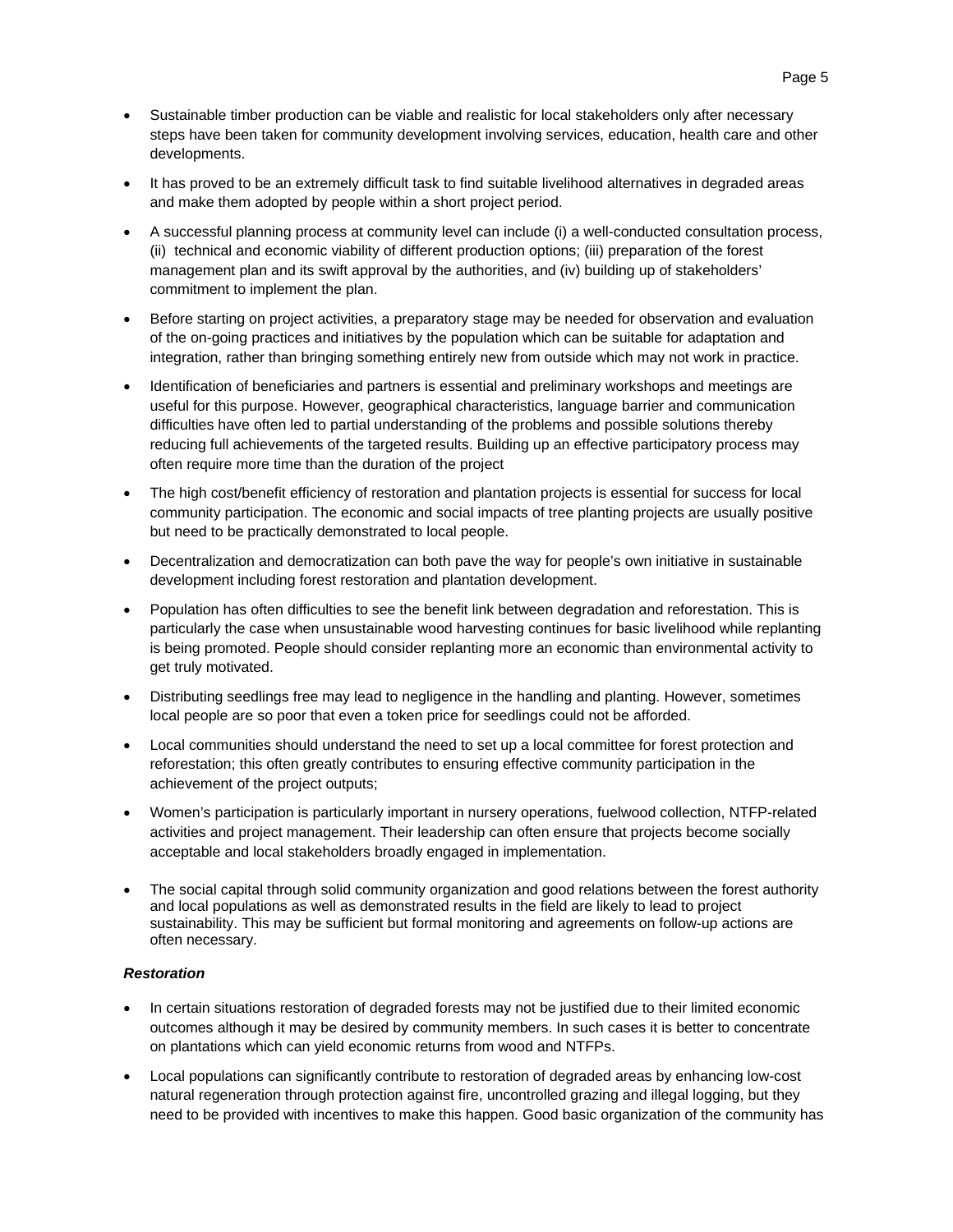- Sustainable timber production can be viable and realistic for local stakeholders only after necessary steps have been taken for community development involving services, education, health care and other developments.

- It has proved to be an extremely difficult task to find suitable livelihood alternatives in degraded areas and make them adopted by people within a short project period.

- A successful planning process at community level can include (i) a well-conducted consultation process, (ii) technical and economic viability of different production options; (iii) preparation of the forest management plan and its swift approval by the authorities, and (iv) building up of stakeholders' commitment to implement the plan.

- Before starting on project activities, a preparatory stage may be needed for observation and evaluation of the on-going practices and initiatives by the population which can be suitable for adaptation and integration, rather than bringing something entirely new from outside which may not work in practice.

- Identification of beneficiaries and partners is essential and preliminary workshops and meetings are useful for this purpose. However, geographical characteristics, language barrier and communication difficulties have often led to partial understanding of the problems and possible solutions thereby reducing full achievements of the targeted results. Building up an effective participatory process may often require more time than the duration of the project

- The high cost/benefit efficiency of restoration and plantation projects is essential for success for local community participation. The economic and social impacts of tree planting projects are usually positive but need to be practically demonstrated to local people.

- Decentralization and democratization can both pave the way for people's own initiative in sustainable development including forest restoration and plantation development.

- Population has often difficulties to see the benefit link between degradation and reforestation. This is particularly the case when unsustainable wood harvesting continues for basic livelihood while replanting is being promoted. People should consider replanting more an economic than environmental activity to get truly motivated.

- Distributing seedlings free may lead to negligence in the handling and planting. However, sometimes local people are so poor that even a token price for seedlings could not be afforded.

- Local communities should understand the need to set up a local committee for forest protection and reforestation; this often greatly contributes to ensuring effective community participation in the achievement of the project outputs;

- Women's participation is particularly important in nursery operations, fuelwood collection, NTFP-related activities and project management. Their leadership can often ensure that projects become socially acceptable and local stakeholders broadly engaged in implementation.

- The social capital through solid community organization and good relations between the forest authority and local populations as well as demonstrated results in the field are likely to lead to project sustainability. This may be sufficient but formal monitoring and agreements on follow-up actions are often necessary.

***Restoration***

- In certain situations restoration of degraded forests may not be justified due to their limited economic outcomes although it may be desired by community members. In such cases it is better to concentrate on plantations which can yield economic returns from wood and NTFPs.

- Local populations can significantly contribute to restoration of degraded areas by enhancing low-cost natural regeneration through protection against fire, uncontrolled grazing and illegal logging, but they need to be provided with incentives to make this happen. Good basic organization of the community has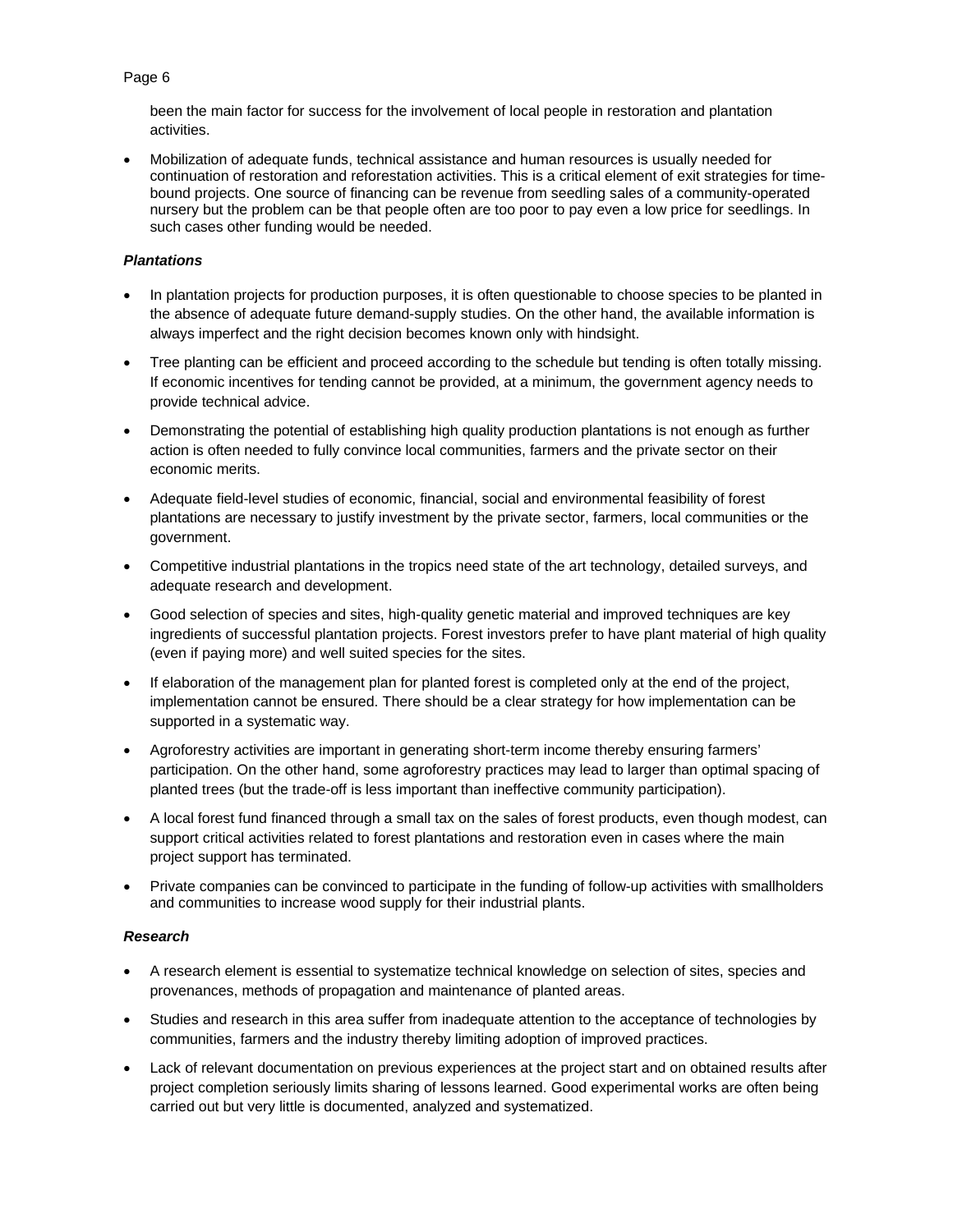been the main factor for success for the involvement of local people in restoration and plantation activities.

- Mobilization of adequate funds, technical assistance and human resources is usually needed for continuation of restoration and reforestation activities. This is a critical element of exit strategies for time-bound projects. One source of financing can be revenue from seedling sales of a community-operated nursery but the problem can be that people often are too poor to pay even a low price for seedlings. In such cases other funding would be needed.

***Plantations***

- In plantation projects for production purposes, it is often questionable to choose species to be planted in the absence of adequate future demand-supply studies. On the other hand, the available information is always imperfect and the right decision becomes known only with hindsight.
- Tree planting can be efficient and proceed according to the schedule but tending is often totally missing. If economic incentives for tending cannot be provided, at a minimum, the government agency needs to provide technical advice.
- Demonstrating the potential of establishing high quality production plantations is not enough as further action is often needed to fully convince local communities, farmers and the private sector on their economic merits.
- Adequate field-level studies of economic, financial, social and environmental feasibility of forest plantations are necessary to justify investment by the private sector, farmers, local communities or the government.
- Competitive industrial plantations in the tropics need state of the art technology, detailed surveys, and adequate research and development.
- Good selection of species and sites, high-quality genetic material and improved techniques are key ingredients of successful plantation projects. Forest investors prefer to have plant material of high quality (even if paying more) and well suited species for the sites.
- If elaboration of the management plan for planted forest is completed only at the end of the project, implementation cannot be ensured. There should be a clear strategy for how implementation can be supported in a systematic way.
- Agroforestry activities are important in generating short-term income thereby ensuring farmers' participation. On the other hand, some agroforestry practices may lead to larger than optimal spacing of planted trees (but the trade-off is less important than ineffective community participation).
- A local forest fund financed through a small tax on the sales of forest products, even though modest, can support critical activities related to forest plantations and restoration even in cases where the main project support has terminated.
- Private companies can be convinced to participate in the funding of follow-up activities with smallholders and communities to increase wood supply for their industrial plants.

***Research***

- A research element is essential to systematize technical knowledge on selection of sites, species and provenances, methods of propagation and maintenance of planted areas.
- Studies and research in this area suffer from inadequate attention to the acceptance of technologies by communities, farmers and the industry thereby limiting adoption of improved practices.
- Lack of relevant documentation on previous experiences at the project start and on obtained results after project completion seriously limits sharing of lessons learned. Good experimental works are often being carried out but very little is documented, analyzed and systematized.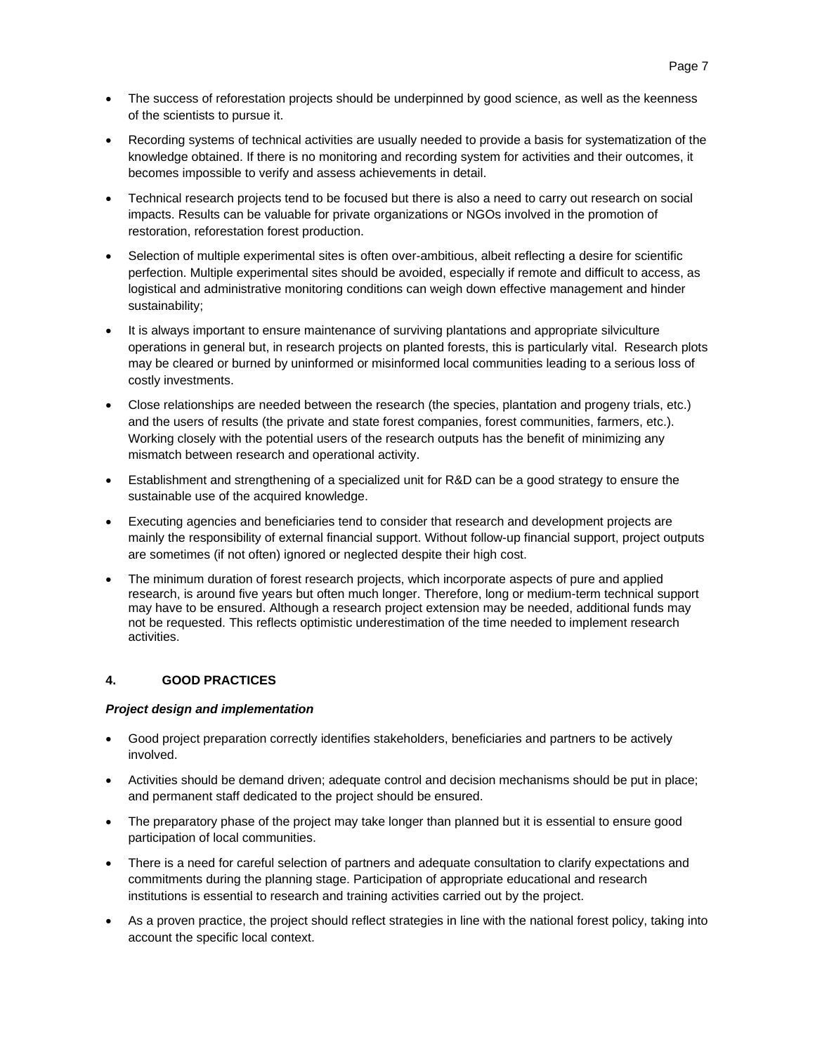- The success of reforestation projects should be underpinned by good science, as well as the keenness of the scientists to pursue it.
- Recording systems of technical activities are usually needed to provide a basis for systematization of the knowledge obtained. If there is no monitoring and recording system for activities and their outcomes, it becomes impossible to verify and assess achievements in detail.
- Technical research projects tend to be focused but there is also a need to carry out research on social impacts. Results can be valuable for private organizations or NGOs involved in the promotion of restoration, reforestation forest production.
- Selection of multiple experimental sites is often over-ambitious, albeit reflecting a desire for scientific perfection. Multiple experimental sites should be avoided, especially if remote and difficult to access, as logistical and administrative monitoring conditions can weigh down effective management and hinder sustainability;
- It is always important to ensure maintenance of surviving plantations and appropriate silviculture operations in general but, in research projects on planted forests, this is particularly vital. Research plots may be cleared or burned by uninformed or misinformed local communities leading to a serious loss of costly investments.
- Close relationships are needed between the research (the species, plantation and progeny trials, etc.) and the users of results (the private and state forest companies, forest communities, farmers, etc.). Working closely with the potential users of the research outputs has the benefit of minimizing any mismatch between research and operational activity.
- Establishment and strengthening of a specialized unit for R&D can be a good strategy to ensure the sustainable use of the acquired knowledge.
- Executing agencies and beneficiaries tend to consider that research and development projects are mainly the responsibility of external financial support. Without follow-up financial support, project outputs are sometimes (if not often) ignored or neglected despite their high cost.
- The minimum duration of forest research projects, which incorporate aspects of pure and applied research, is around five years but often much longer. Therefore, long or medium-term technical support may have to be ensured. Although a research project extension may be needed, additional funds may not be requested. This reflects optimistic underestimation of the time needed to implement research activities.

## 4. GOOD PRACTICES

***Project design and implementation***

- Good project preparation correctly identifies stakeholders, beneficiaries and partners to be actively involved.
- Activities should be demand driven; adequate control and decision mechanisms should be put in place; and permanent staff dedicated to the project should be ensured.
- The preparatory phase of the project may take longer than planned but it is essential to ensure good participation of local communities.
- There is a need for careful selection of partners and adequate consultation to clarify expectations and commitments during the planning stage. Participation of appropriate educational and research institutions is essential to research and training activities carried out by the project.
- As a proven practice, the project should reflect strategies in line with the national forest policy, taking into account the specific local context.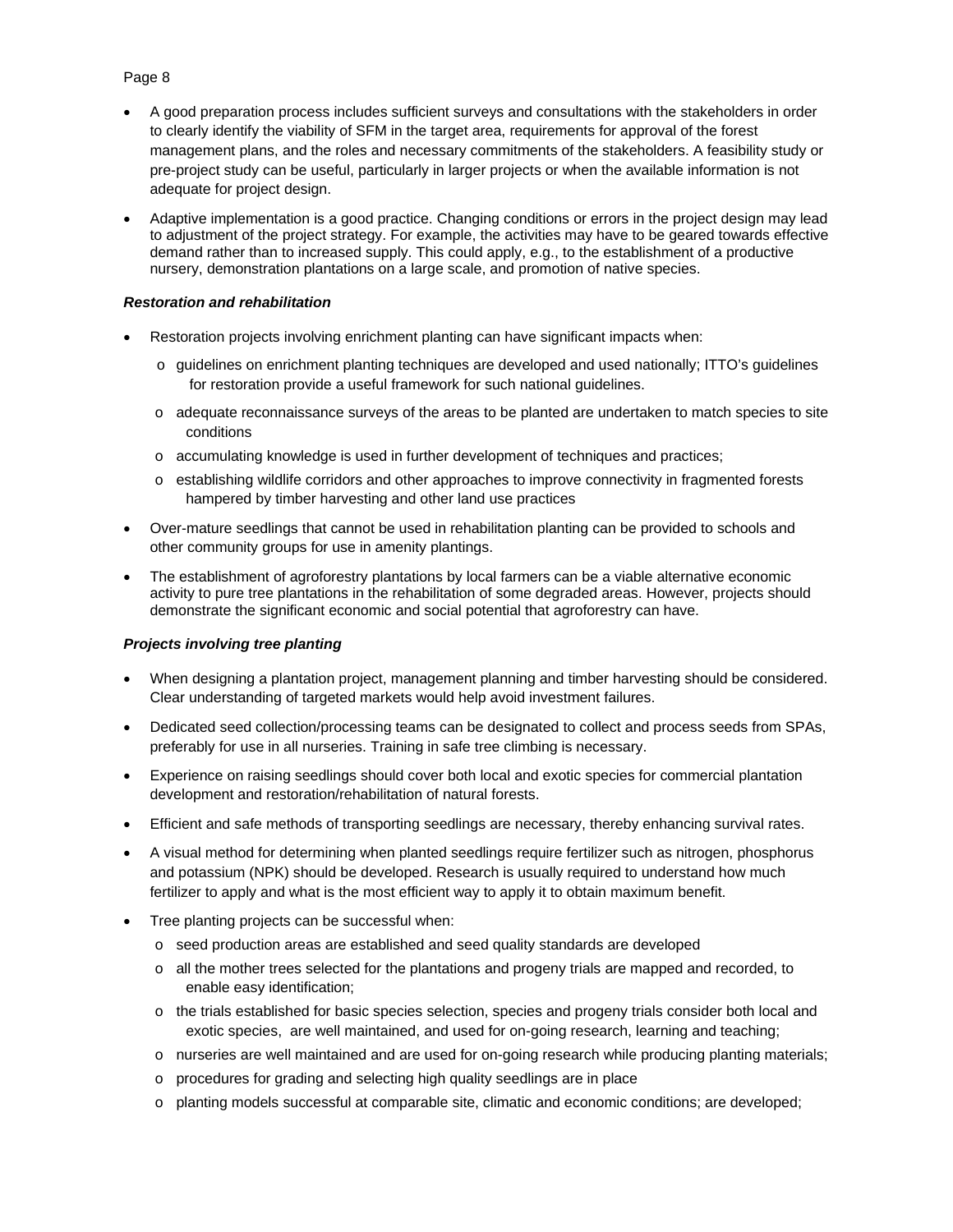- A good preparation process includes sufficient surveys and consultations with the stakeholders in order to clearly identify the viability of SFM in the target area, requirements for approval of the forest management plans, and the roles and necessary commitments of the stakeholders. A feasibility study or pre-project study can be useful, particularly in larger projects or when the available information is not adequate for project design.
- Adaptive implementation is a good practice. Changing conditions or errors in the project design may lead to adjustment of the project strategy. For example, the activities may have to be geared towards effective demand rather than to increased supply. This could apply, e.g., to the establishment of a productive nursery, demonstration plantations on a large scale, and promotion of native species.

***Restoration and rehabilitation***

- Restoration projects involving enrichment planting can have significant impacts when:
  - guidelines on enrichment planting techniques are developed and used nationally; ITTO's guidelines for restoration provide a useful framework for such national guidelines.
  - adequate reconnaissance surveys of the areas to be planted are undertaken to match species to site conditions
  - accumulating knowledge is used in further development of techniques and practices;
  - establishing wildlife corridors and other approaches to improve connectivity in fragmented forests hampered by timber harvesting and other land use practices
- Over-mature seedlings that cannot be used in rehabilitation planting can be provided to schools and other community groups for use in amenity plantings.
- The establishment of agroforestry plantations by local farmers can be a viable alternative economic activity to pure tree plantations in the rehabilitation of some degraded areas. However, projects should demonstrate the significant economic and social potential that agroforestry can have.

***Projects involving tree planting***

- When designing a plantation project, management planning and timber harvesting should be considered. Clear understanding of targeted markets would help avoid investment failures.
- Dedicated seed collection/processing teams can be designated to collect and process seeds from SPAs, preferably for use in all nurseries. Training in safe tree climbing is necessary.
- Experience on raising seedlings should cover both local and exotic species for commercial plantation development and restoration/rehabilitation of natural forests.
- Efficient and safe methods of transporting seedlings are necessary, thereby enhancing survival rates.
- A visual method for determining when planted seedlings require fertilizer such as nitrogen, phosphorus and potassium (NPK) should be developed. Research is usually required to understand how much fertilizer to apply and what is the most efficient way to apply it to obtain maximum benefit.
- Tree planting projects can be successful when:
  - seed production areas are established and seed quality standards are developed
  - all the mother trees selected for the plantations and progeny trials are mapped and recorded, to enable easy identification;
  - the trials established for basic species selection, species and progeny trials consider both local and exotic species, are well maintained, and used for on-going research, learning and teaching;
  - nurseries are well maintained and are used for on-going research while producing planting materials;
  - procedures for grading and selecting high quality seedlings are in place
  - planting models successful at comparable site, climatic and economic conditions; are developed;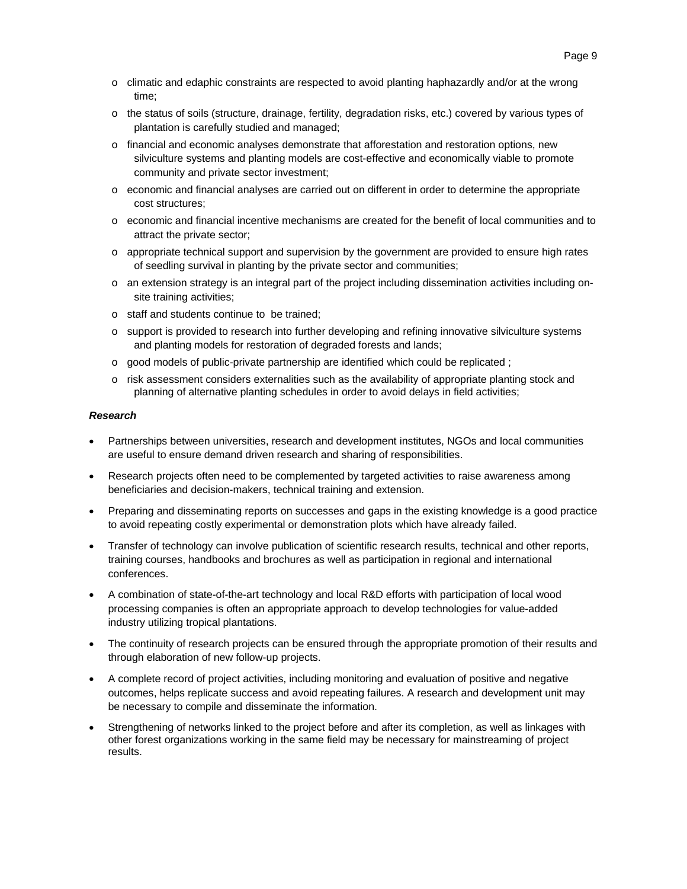- climatic and edaphic constraints are respected to avoid planting haphazardly and/or at the wrong time;
- the status of soils (structure, drainage, fertility, degradation risks, etc.) covered by various types of plantation is carefully studied and managed;
- financial and economic analyses demonstrate that afforestation and restoration options, new silviculture systems and planting models are cost-effective and economically viable to promote community and private sector investment;
- economic and financial analyses are carried out on different in order to determine the appropriate cost structures;
- economic and financial incentive mechanisms are created for the benefit of local communities and to attract the private sector;
- appropriate technical support and supervision by the government are provided to ensure high rates of seedling survival in planting by the private sector and communities;
- an extension strategy is an integral part of the project including dissemination activities including on-site training activities;
- staff and students continue to be trained;
- support is provided to research into further developing and refining innovative silviculture systems and planting models for restoration of degraded forests and lands;
- good models of public-private partnership are identified which could be replicated ;
- risk assessment considers externalities such as the availability of appropriate planting stock and planning of alternative planting schedules in order to avoid delays in field activities;

***Research***

- Partnerships between universities, research and development institutes, NGOs and local communities are useful to ensure demand driven research and sharing of responsibilities.
- Research projects often need to be complemented by targeted activities to raise awareness among beneficiaries and decision-makers, technical training and extension.
- Preparing and disseminating reports on successes and gaps in the existing knowledge is a good practice to avoid repeating costly experimental or demonstration plots which have already failed.
- Transfer of technology can involve publication of scientific research results, technical and other reports, training courses, handbooks and brochures as well as participation in regional and international conferences.
- A combination of state-of-the-art technology and local R&D efforts with participation of local wood processing companies is often an appropriate approach to develop technologies for value-added industry utilizing tropical plantations.
- The continuity of research projects can be ensured through the appropriate promotion of their results and through elaboration of new follow-up projects.
- A complete record of project activities, including monitoring and evaluation of positive and negative outcomes, helps replicate success and avoid repeating failures. A research and development unit may be necessary to compile and disseminate the information.
- Strengthening of networks linked to the project before and after its completion, as well as linkages with other forest organizations working in the same field may be necessary for mainstreaming of project results.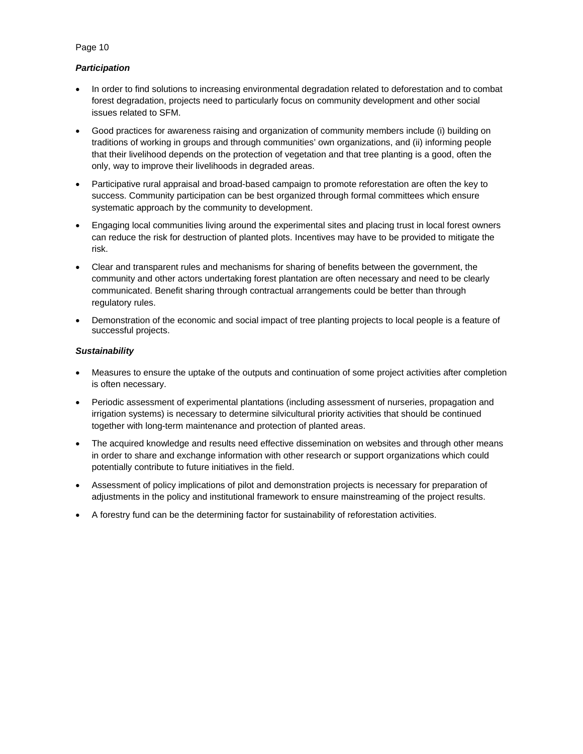***Participation***

- In order to find solutions to increasing environmental degradation related to deforestation and to combat forest degradation, projects need to particularly focus on community development and other social issues related to SFM.
- Good practices for awareness raising and organization of community members include (i) building on traditions of working in groups and through communities' own organizations, and (ii) informing people that their livelihood depends on the protection of vegetation and that tree planting is a good, often the only, way to improve their livelihoods in degraded areas.
- Participative rural appraisal and broad-based campaign to promote reforestation are often the key to success. Community participation can be best organized through formal committees which ensure systematic approach by the community to development.
- Engaging local communities living around the experimental sites and placing trust in local forest owners can reduce the risk for destruction of planted plots. Incentives may have to be provided to mitigate the risk.
- Clear and transparent rules and mechanisms for sharing of benefits between the government, the community and other actors undertaking forest plantation are often necessary and need to be clearly communicated. Benefit sharing through contractual arrangements could be better than through regulatory rules.
- Demonstration of the economic and social impact of tree planting projects to local people is a feature of successful projects.

***Sustainability***

- Measures to ensure the uptake of the outputs and continuation of some project activities after completion is often necessary.
- Periodic assessment of experimental plantations (including assessment of nurseries, propagation and irrigation systems) is necessary to determine silvicultural priority activities that should be continued together with long-term maintenance and protection of planted areas.
- The acquired knowledge and results need effective dissemination on websites and through other means in order to share and exchange information with other research or support organizations which could potentially contribute to future initiatives in the field.
- Assessment of policy implications of pilot and demonstration projects is necessary for preparation of adjustments in the policy and institutional framework to ensure mainstreaming of the project results.
- A forestry fund can be the determining factor for sustainability of reforestation activities.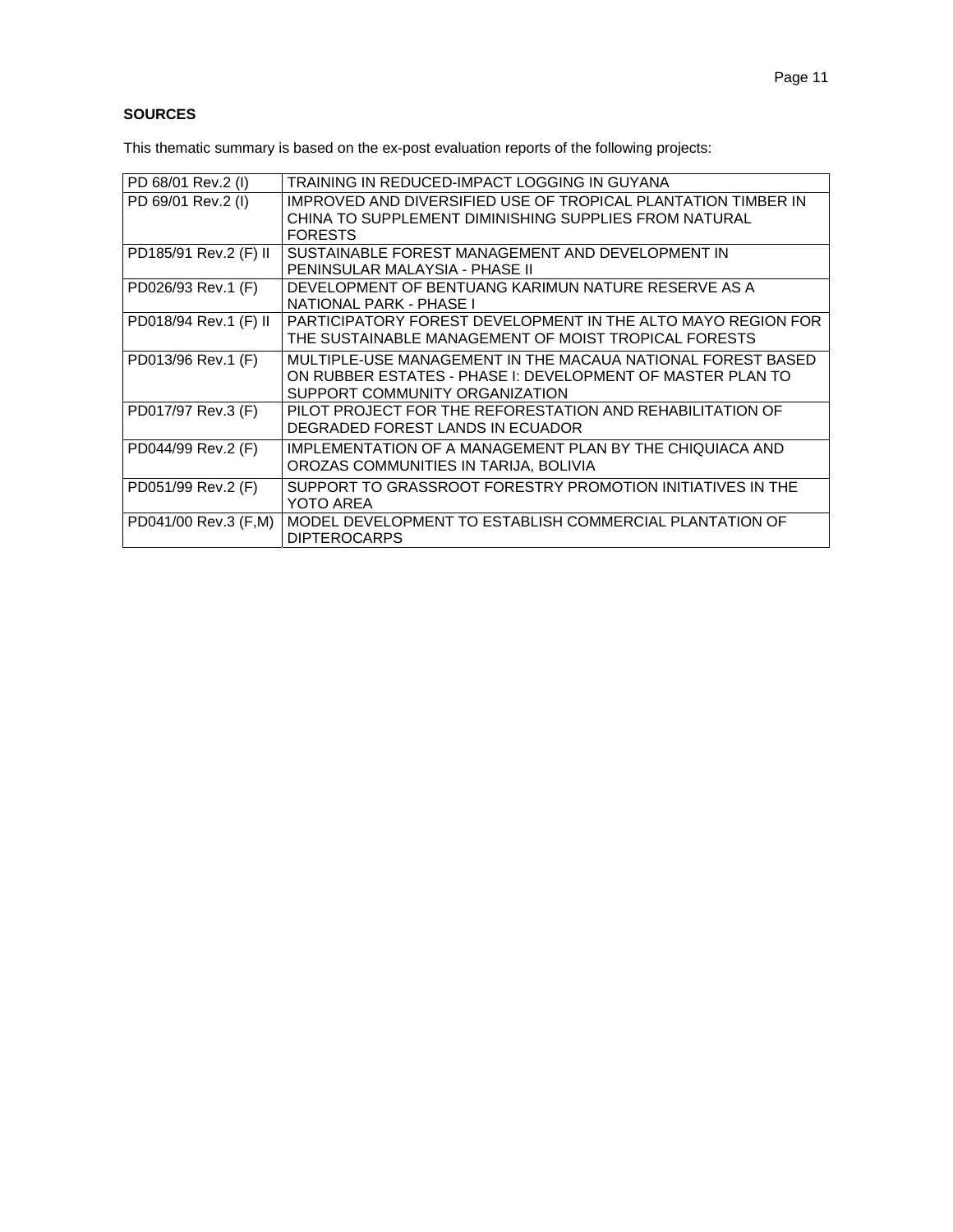**SOURCES**

This thematic summary is based on the ex-post evaluation reports of the following projects:

| | |
|---|---|
| PD 68/01 Rev.2 (I) | TRAINING IN REDUCED-IMPACT LOGGING IN GUYANA |
| PD 69/01 Rev.2 (I) | IMPROVED AND DIVERSIFIED USE OF TROPICAL PLANTATION TIMBER IN CHINA TO SUPPLEMENT DIMINISHING SUPPLIES FROM NATURAL FORESTS |
| PD185/91 Rev.2 (F) II | SUSTAINABLE FOREST MANAGEMENT AND DEVELOPMENT IN PENINSULAR MALAYSIA - PHASE II |
| PD026/93 Rev.1 (F) | DEVELOPMENT OF BENTUANG KARIMUN NATURE RESERVE AS A NATIONAL PARK - PHASE I |
| PD018/94 Rev.1 (F) II | PARTICIPATORY FOREST DEVELOPMENT IN THE ALTO MAYO REGION FOR THE SUSTAINABLE MANAGEMENT OF MOIST TROPICAL FORESTS |
| PD013/96 Rev.1 (F) | MULTIPLE-USE MANAGEMENT IN THE MACAUA NATIONAL FOREST BASED ON RUBBER ESTATES - PHASE I: DEVELOPMENT OF MASTER PLAN TO SUPPORT COMMUNITY ORGANIZATION |
| PD017/97 Rev.3 (F) | PILOT PROJECT FOR THE REFORESTATION AND REHABILITATION OF DEGRADED FOREST LANDS IN ECUADOR |
| PD044/99 Rev.2 (F) | IMPLEMENTATION OF A MANAGEMENT PLAN BY THE CHIQUIACA AND OROZAS COMMUNITIES IN TARIJA, BOLIVIA |
| PD051/99 Rev.2 (F) | SUPPORT TO GRASSROOT FORESTRY PROMOTION INITIATIVES IN THE YOTO AREA |
| PD041/00 Rev.3 (F,M) | MODEL DEVELOPMENT TO ESTABLISH COMMERCIAL PLANTATION OF DIPTEROCARPS |